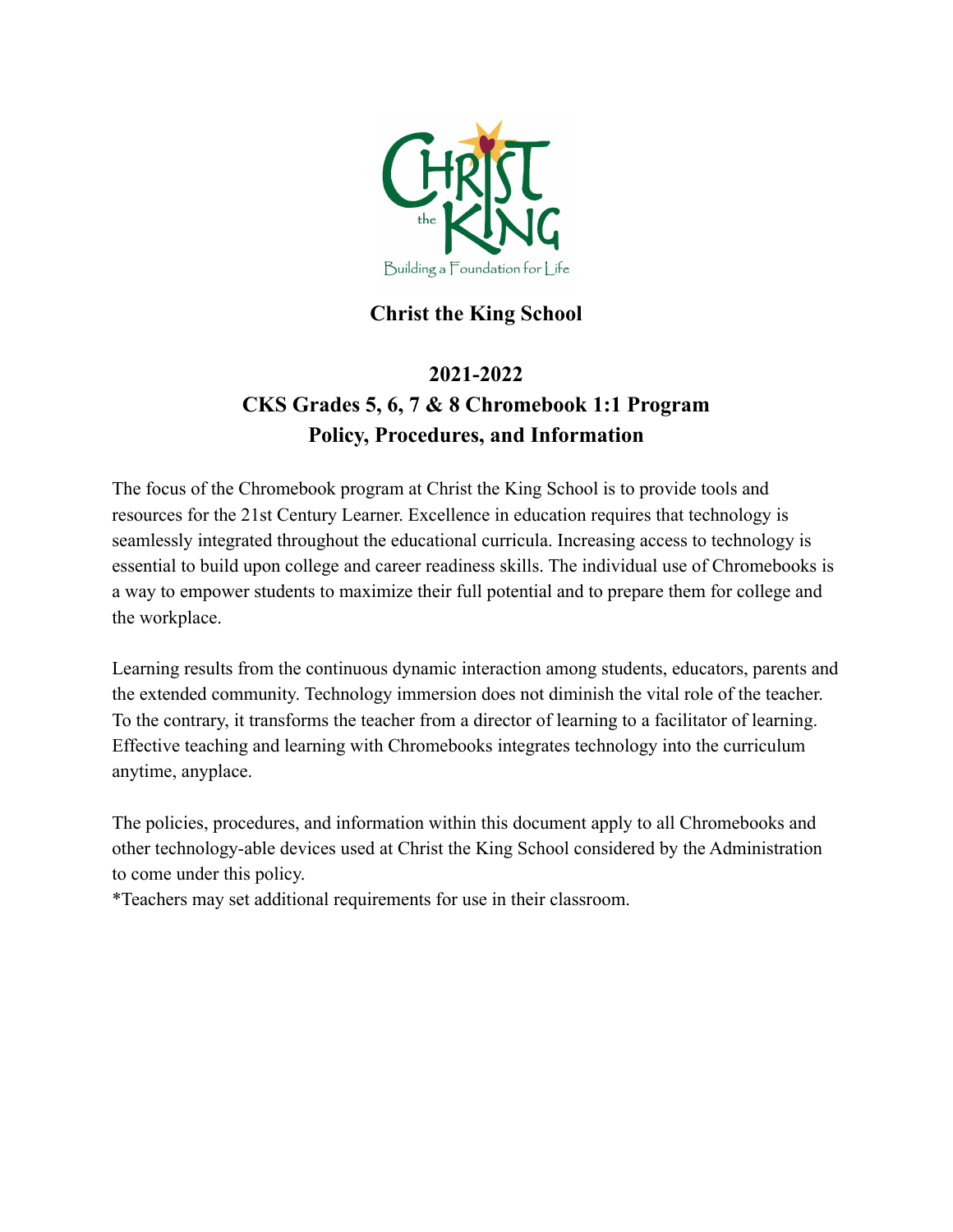**Christ the King School**

# 2021-2022
# CKS Grades 5, 6, 7 & 8 Chromebook 1:1 Program
# Policy, Procedures, and Information

The focus of the Chromebook program at Christ the King School is to provide tools and resources for the 21st Century Learner. Excellence in education requires that technology is seamlessly integrated throughout the educational curricula. Increasing access to technology is essential to build upon college and career readiness skills. The individual use of Chromebooks is a way to empower students to maximize their full potential and to prepare them for college and the workplace.

Learning results from the continuous dynamic interaction among students, educators, parents and the extended community. Technology immersion does not diminish the vital role of the teacher. To the contrary, it transforms the teacher from a director of learning to a facilitator of learning. Effective teaching and learning with Chromebooks integrates technology into the curriculum anytime, anyplace.

The policies, procedures, and information within this document apply to all Chromebooks and other technology-able devices used at Christ the King School considered by the Administration to come under this policy.
*Teachers may set additional requirements for use in their classroom.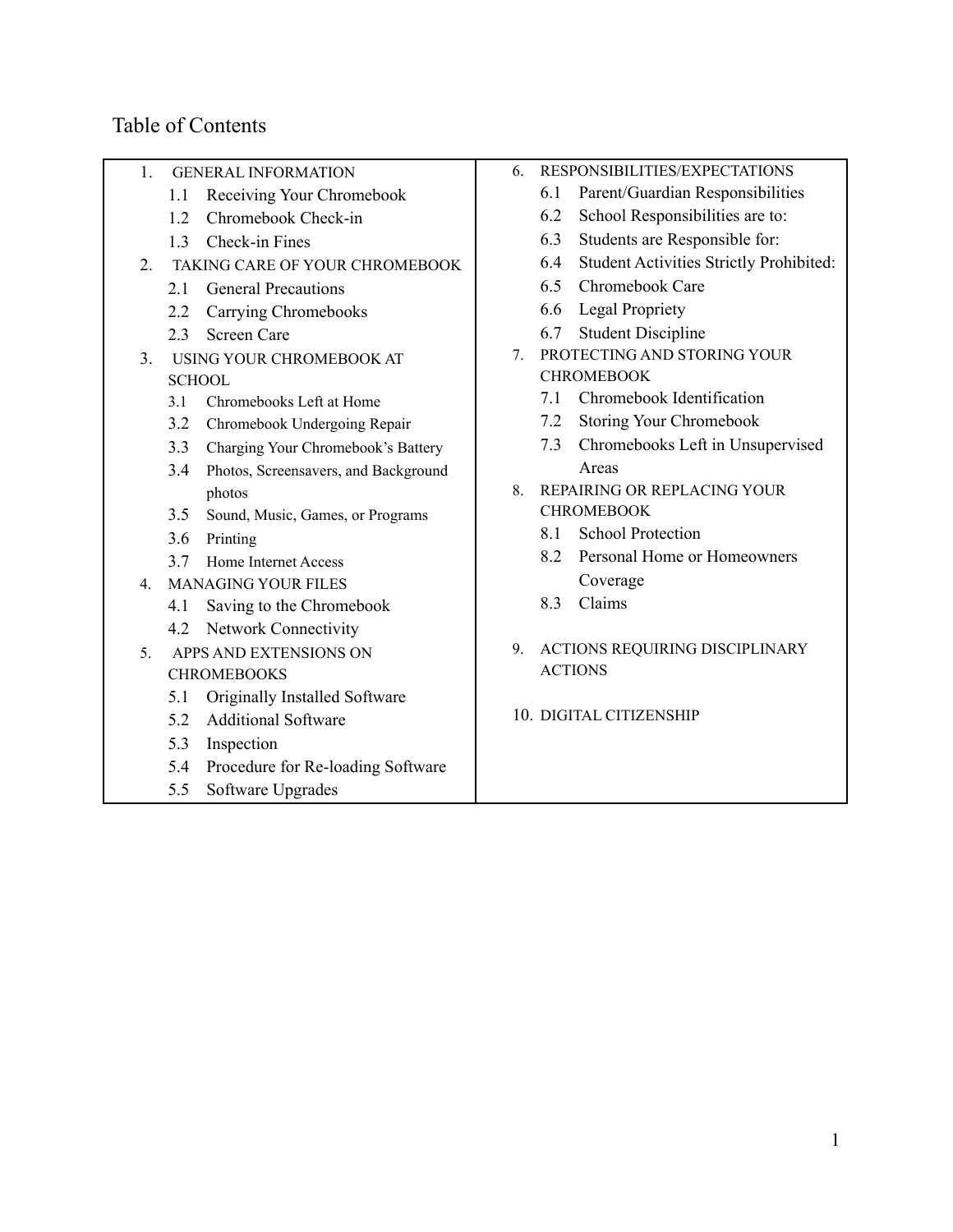# Table of Contents

1. GENERAL INFORMATION
   - 1.1 Receiving Your Chromebook
   - 1.2 Chromebook Check-in
   - 1.3 Check-in Fines
2. TAKING CARE OF YOUR CHROMEBOOK
   - 2.1 General Precautions
   - 2.2 Carrying Chromebooks
   - 2.3 Screen Care
3. USING YOUR CHROMEBOOK AT SCHOOL
   - 3.1 Chromebooks Left at Home
   - 3.2 Chromebook Undergoing Repair
   - 3.3 Charging Your Chromebook's Battery
   - 3.4 Photos, Screensavers, and Background photos
   - 3.5 Sound, Music, Games, or Programs
   - 3.6 Printing
   - 3.7 Home Internet Access
4. MANAGING YOUR FILES
   - 4.1 Saving to the Chromebook
   - 4.2 Network Connectivity
5. APPS AND EXTENSIONS ON CHROMEBOOKS
   - 5.1 Originally Installed Software
   - 5.2 Additional Software
   - 5.3 Inspection
   - 5.4 Procedure for Re-loading Software
   - 5.5 Software Upgrades
6. RESPONSIBILITIES/EXPECTATIONS
   - 6.1 Parent/Guardian Responsibilities
   - 6.2 School Responsibilities are to:
   - 6.3 Students are Responsible for:
   - 6.4 Student Activities Strictly Prohibited:
   - 6.5 Chromebook Care
   - 6.6 Legal Propriety
   - 6.7 Student Discipline
7. PROTECTING AND STORING YOUR CHROMEBOOK
   - 7.1 Chromebook Identification
   - 7.2 Storing Your Chromebook
   - 7.3 Chromebooks Left in Unsupervised Areas
8. REPAIRING OR REPLACING YOUR CHROMEBOOK
   - 8.1 School Protection
   - 8.2 Personal Home or Homeowners Coverage
   - 8.3 Claims
9. ACTIONS REQUIRING DISCIPLINARY ACTIONS
10. DIGITAL CITIZENSHIP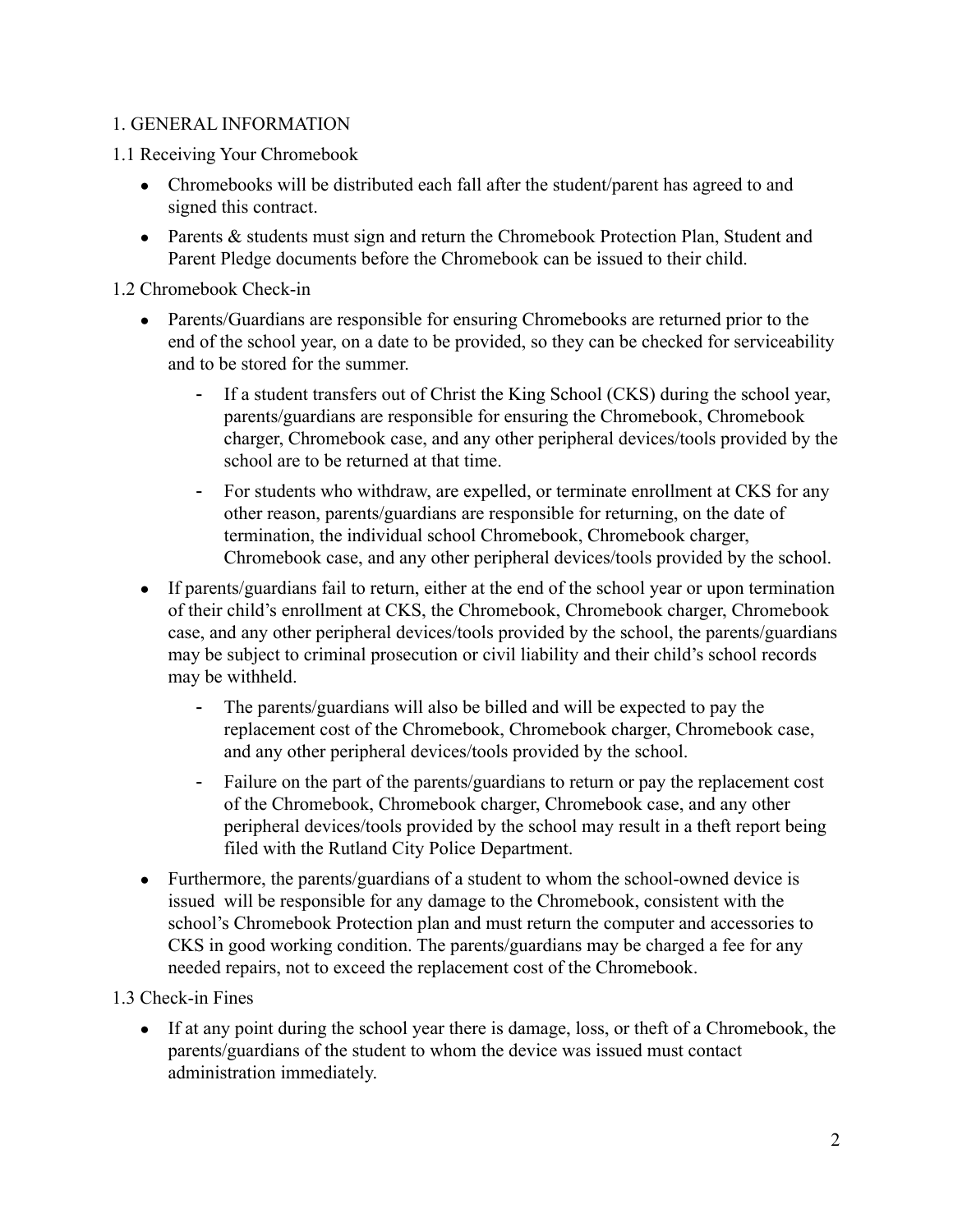## 1. GENERAL INFORMATION

### 1.1 Receiving Your Chromebook

- Chromebooks will be distributed each fall after the student/parent has agreed to and signed this contract.
- Parents & students must sign and return the Chromebook Protection Plan, Student and Parent Pledge documents before the Chromebook can be issued to their child.

### 1.2 Chromebook Check-in

- Parents/Guardians are responsible for ensuring Chromebooks are returned prior to the end of the school year, on a date to be provided, so they can be checked for serviceability and to be stored for the summer.
  - If a student transfers out of Christ the King School (CKS) during the school year, parents/guardians are responsible for ensuring the Chromebook, Chromebook charger, Chromebook case, and any other peripheral devices/tools provided by the school are to be returned at that time.
  - For students who withdraw, are expelled, or terminate enrollment at CKS for any other reason, parents/guardians are responsible for returning, on the date of termination, the individual school Chromebook, Chromebook charger, Chromebook case, and any other peripheral devices/tools provided by the school.
- If parents/guardians fail to return, either at the end of the school year or upon termination of their child's enrollment at CKS, the Chromebook, Chromebook charger, Chromebook case, and any other peripheral devices/tools provided by the school, the parents/guardians may be subject to criminal prosecution or civil liability and their child's school records may be withheld.
  - The parents/guardians will also be billed and will be expected to pay the replacement cost of the Chromebook, Chromebook charger, Chromebook case, and any other peripheral devices/tools provided by the school.
  - Failure on the part of the parents/guardians to return or pay the replacement cost of the Chromebook, Chromebook charger, Chromebook case, and any other peripheral devices/tools provided by the school may result in a theft report being filed with the Rutland City Police Department.
- Furthermore, the parents/guardians of a student to whom the school-owned device is issued will be responsible for any damage to the Chromebook, consistent with the school's Chromebook Protection plan and must return the computer and accessories to CKS in good working condition. The parents/guardians may be charged a fee for any needed repairs, not to exceed the replacement cost of the Chromebook.

### 1.3 Check-in Fines

- If at any point during the school year there is damage, loss, or theft of a Chromebook, the parents/guardians of the student to whom the device was issued must contact administration immediately.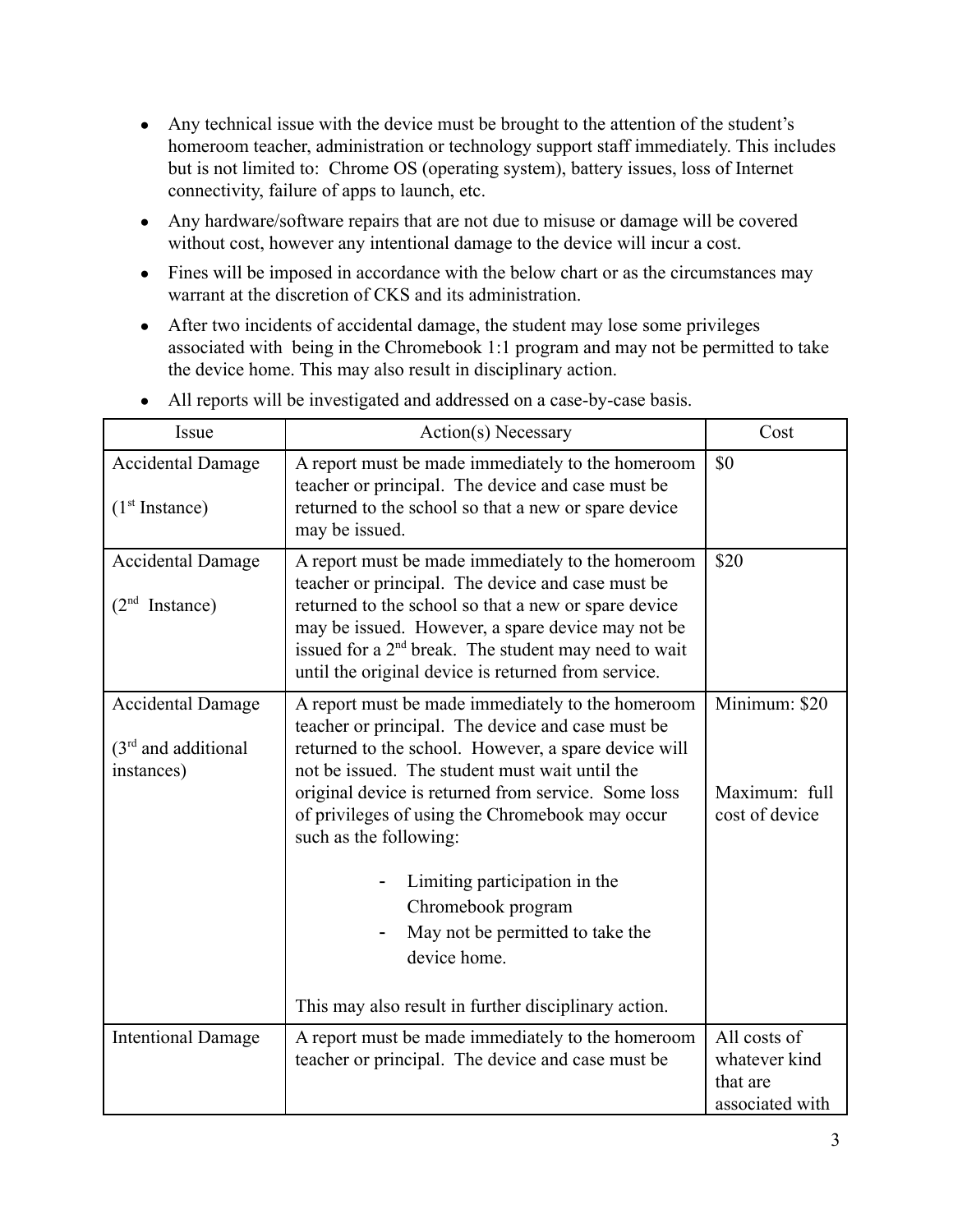- Any technical issue with the device must be brought to the attention of the student's homeroom teacher, administration or technology support staff immediately. This includes but is not limited to: Chrome OS (operating system), battery issues, loss of Internet connectivity, failure of apps to launch, etc.
- Any hardware/software repairs that are not due to misuse or damage will be covered without cost, however any intentional damage to the device will incur a cost.
- Fines will be imposed in accordance with the below chart or as the circumstances may warrant at the discretion of CKS and its administration.
- After two incidents of accidental damage, the student may lose some privileges associated with being in the Chromebook 1:1 program and may not be permitted to take the device home. This may also result in disciplinary action.
- All reports will be investigated and addressed on a case-by-case basis.

| Issue | Action(s) Necessary | Cost |
| --- | --- | --- |
| Accidental Damage (1st Instance) | A report must be made immediately to the homeroom teacher or principal. The device and case must be returned to the school so that a new or spare device may be issued. | $0 |
| Accidental Damage (2nd Instance) | A report must be made immediately to the homeroom teacher or principal. The device and case must be returned to the school so that a new or spare device may be issued. However, a spare device may not be issued for a 2nd break. The student may need to wait until the original device is returned from service. | $20 |
| Accidental Damage (3rd and additional instances) | A report must be made immediately to the homeroom teacher or principal. The device and case must be returned to the school. However, a spare device will not be issued. The student must wait until the original device is returned from service. Some loss of privileges of using the Chromebook may occur such as the following: <br> - Limiting participation in the Chromebook program <br> - May not be permitted to take the device home. <br> This may also result in further disciplinary action. | Minimum: $20 <br> Maximum: full cost of device |
| Intentional Damage | A report must be made immediately to the homeroom teacher or principal. The device and case must be | All costs of whatever kind that are associated with |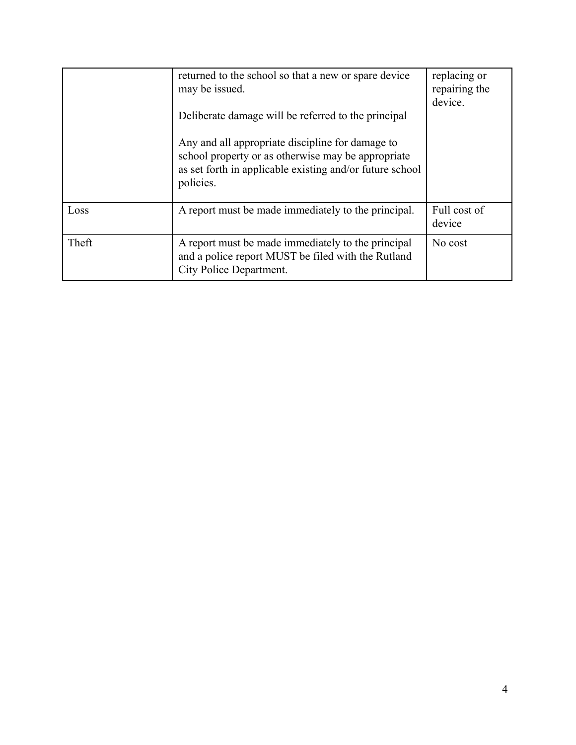| | | |
|---|---|---|
| | returned to the school so that a new or spare device may be issued.<br><br>Deliberate damage will be referred to the principal<br><br>Any and all appropriate discipline for damage to school property or as otherwise may be appropriate as set forth in applicable existing and/or future school policies. | replacing or repairing the device. |
| Loss | A report must be made immediately to the principal. | Full cost of device |
| Theft | A report must be made immediately to the principal and a police report MUST be filed with the Rutland City Police Department. | No cost |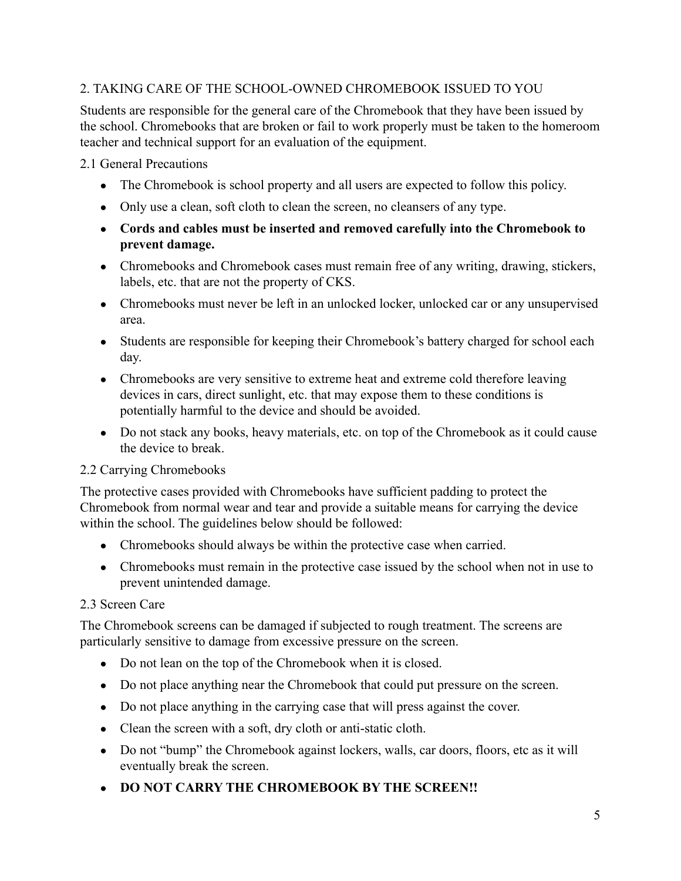## 2. TAKING CARE OF THE SCHOOL-OWNED CHROMEBOOK ISSUED TO YOU

Students are responsible for the general care of the Chromebook that they have been issued by the school. Chromebooks that are broken or fail to work properly must be taken to the homeroom teacher and technical support for an evaluation of the equipment.

### 2.1 General Precautions

- The Chromebook is school property and all users are expected to follow this policy.
- Only use a clean, soft cloth to clean the screen, no cleansers of any type.
- **Cords and cables must be inserted and removed carefully into the Chromebook to prevent damage.**
- Chromebooks and Chromebook cases must remain free of any writing, drawing, stickers, labels, etc. that are not the property of CKS.
- Chromebooks must never be left in an unlocked locker, unlocked car or any unsupervised area.
- Students are responsible for keeping their Chromebook's battery charged for school each day.
- Chromebooks are very sensitive to extreme heat and extreme cold therefore leaving devices in cars, direct sunlight, etc. that may expose them to these conditions is potentially harmful to the device and should be avoided.
- Do not stack any books, heavy materials, etc. on top of the Chromebook as it could cause the device to break.

### 2.2 Carrying Chromebooks

The protective cases provided with Chromebooks have sufficient padding to protect the Chromebook from normal wear and tear and provide a suitable means for carrying the device within the school. The guidelines below should be followed:

- Chromebooks should always be within the protective case when carried.
- Chromebooks must remain in the protective case issued by the school when not in use to prevent unintended damage.

### 2.3 Screen Care

The Chromebook screens can be damaged if subjected to rough treatment. The screens are particularly sensitive to damage from excessive pressure on the screen.

- Do not lean on the top of the Chromebook when it is closed.
- Do not place anything near the Chromebook that could put pressure on the screen.
- Do not place anything in the carrying case that will press against the cover.
- Clean the screen with a soft, dry cloth or anti-static cloth.
- Do not "bump" the Chromebook against lockers, walls, car doors, floors, etc as it will eventually break the screen.
- **DO NOT CARRY THE CHROMEBOOK BY THE SCREEN!!**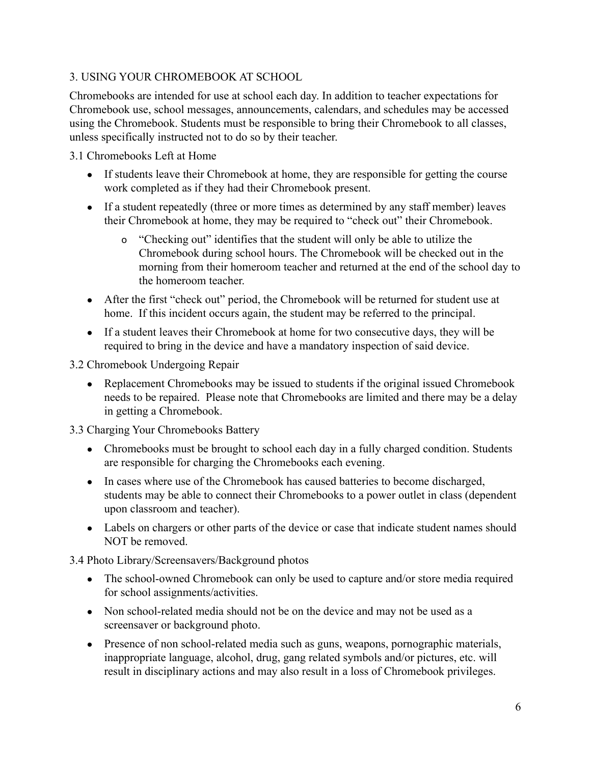## 3. USING YOUR CHROMEBOOK AT SCHOOL

Chromebooks are intended for use at school each day. In addition to teacher expectations for Chromebook use, school messages, announcements, calendars, and schedules may be accessed using the Chromebook. Students must be responsible to bring their Chromebook to all classes, unless specifically instructed not to do so by their teacher.

### 3.1 Chromebooks Left at Home

- If students leave their Chromebook at home, they are responsible for getting the course work completed as if they had their Chromebook present.
- If a student repeatedly (three or more times as determined by any staff member) leaves their Chromebook at home, they may be required to "check out" their Chromebook.
  - "Checking out" identifies that the student will only be able to utilize the Chromebook during school hours. The Chromebook will be checked out in the morning from their homeroom teacher and returned at the end of the school day to the homeroom teacher.
- After the first "check out" period, the Chromebook will be returned for student use at home. If this incident occurs again, the student may be referred to the principal.
- If a student leaves their Chromebook at home for two consecutive days, they will be required to bring in the device and have a mandatory inspection of said device.

### 3.2 Chromebook Undergoing Repair

- Replacement Chromebooks may be issued to students if the original issued Chromebook needs to be repaired. Please note that Chromebooks are limited and there may be a delay in getting a Chromebook.

### 3.3 Charging Your Chromebooks Battery

- Chromebooks must be brought to school each day in a fully charged condition. Students are responsible for charging the Chromebooks each evening.
- In cases where use of the Chromebook has caused batteries to become discharged, students may be able to connect their Chromebooks to a power outlet in class (dependent upon classroom and teacher).
- Labels on chargers or other parts of the device or case that indicate student names should NOT be removed.

### 3.4 Photo Library/Screensavers/Background photos

- The school-owned Chromebook can only be used to capture and/or store media required for school assignments/activities.
- Non school-related media should not be on the device and may not be used as a screensaver or background photo.
- Presence of non school-related media such as guns, weapons, pornographic materials, inappropriate language, alcohol, drug, gang related symbols and/or pictures, etc. will result in disciplinary actions and may also result in a loss of Chromebook privileges.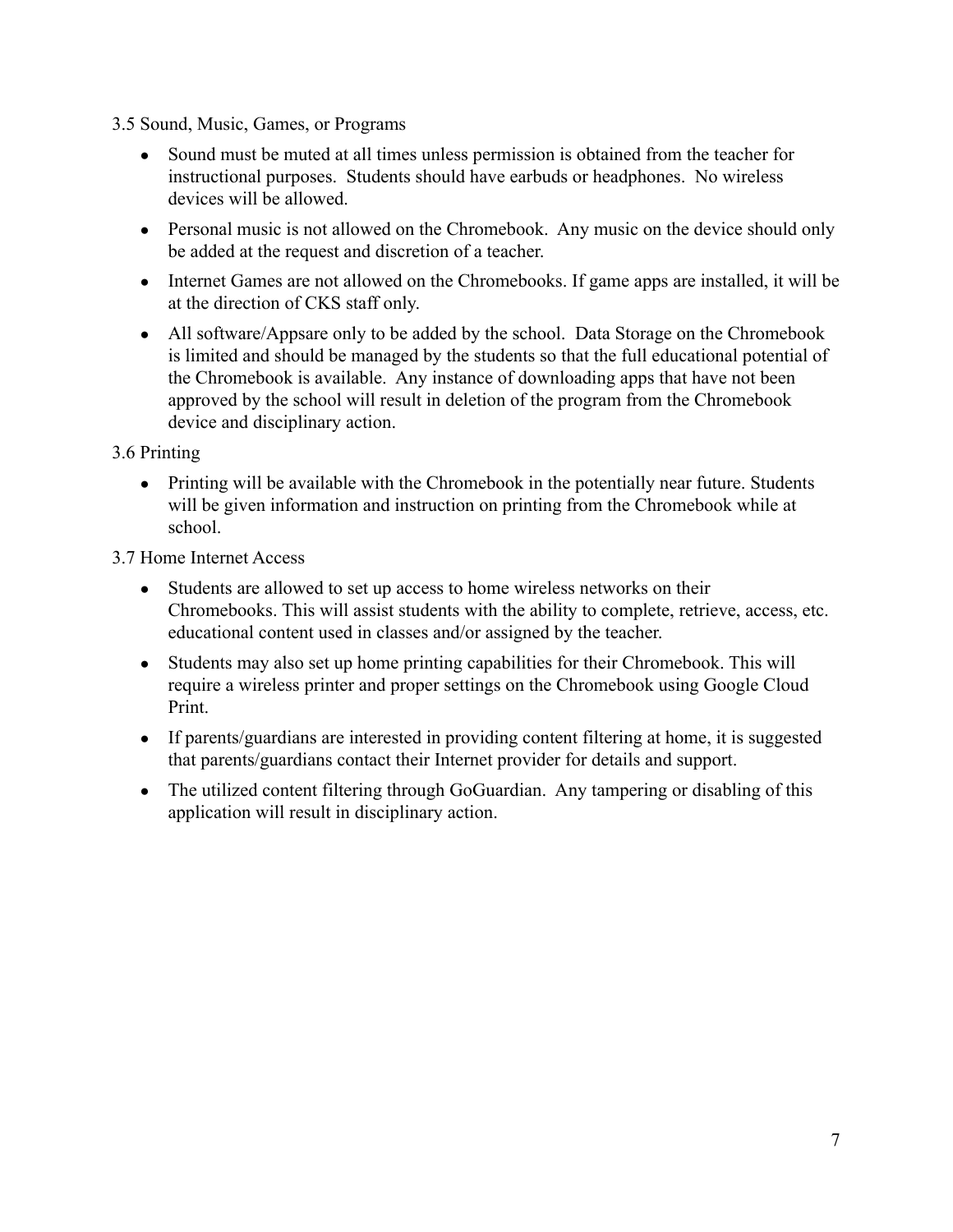3.5 Sound, Music, Games, or Programs

- Sound must be muted at all times unless permission is obtained from the teacher for instructional purposes. Students should have earbuds or headphones. No wireless devices will be allowed.
- Personal music is not allowed on the Chromebook. Any music on the device should only be added at the request and discretion of a teacher.
- Internet Games are not allowed on the Chromebooks. If game apps are installed, it will be at the direction of CKS staff only.
- All software/Appsare only to be added by the school. Data Storage on the Chromebook is limited and should be managed by the students so that the full educational potential of the Chromebook is available. Any instance of downloading apps that have not been approved by the school will result in deletion of the program from the Chromebook device and disciplinary action.

3.6 Printing

- Printing will be available with the Chromebook in the potentially near future. Students will be given information and instruction on printing from the Chromebook while at school.

3.7 Home Internet Access

- Students are allowed to set up access to home wireless networks on their Chromebooks. This will assist students with the ability to complete, retrieve, access, etc. educational content used in classes and/or assigned by the teacher.
- Students may also set up home printing capabilities for their Chromebook. This will require a wireless printer and proper settings on the Chromebook using Google Cloud Print.
- If parents/guardians are interested in providing content filtering at home, it is suggested that parents/guardians contact their Internet provider for details and support.
- The utilized content filtering through GoGuardian. Any tampering or disabling of this application will result in disciplinary action.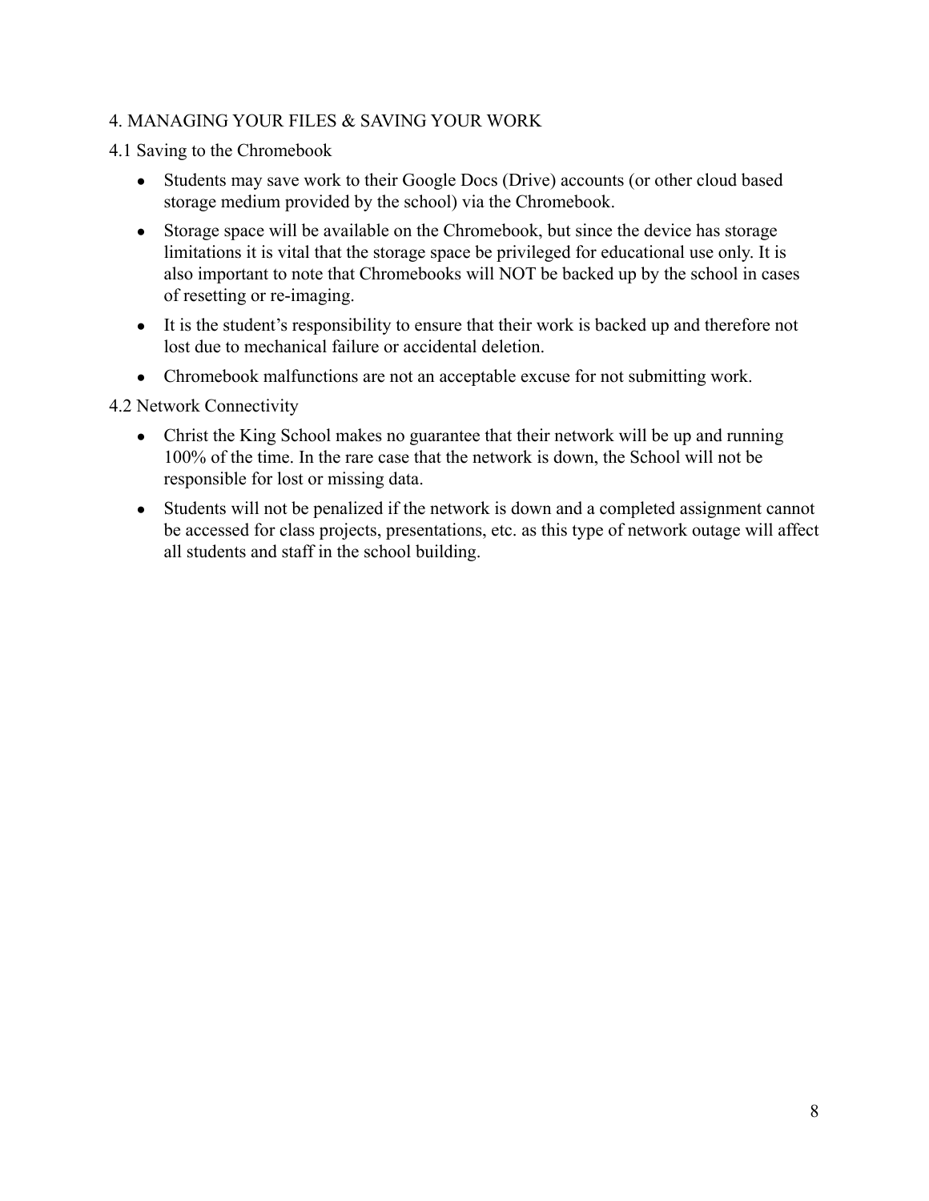## 4. MANAGING YOUR FILES & SAVING YOUR WORK

### 4.1 Saving to the Chromebook

- Students may save work to their Google Docs (Drive) accounts (or other cloud based storage medium provided by the school) via the Chromebook.
- Storage space will be available on the Chromebook, but since the device has storage limitations it is vital that the storage space be privileged for educational use only. It is also important to note that Chromebooks will NOT be backed up by the school in cases of resetting or re-imaging.
- It is the student's responsibility to ensure that their work is backed up and therefore not lost due to mechanical failure or accidental deletion.
- Chromebook malfunctions are not an acceptable excuse for not submitting work.

### 4.2 Network Connectivity

- Christ the King School makes no guarantee that their network will be up and running 100% of the time. In the rare case that the network is down, the School will not be responsible for lost or missing data.
- Students will not be penalized if the network is down and a completed assignment cannot be accessed for class projects, presentations, etc. as this type of network outage will affect all students and staff in the school building.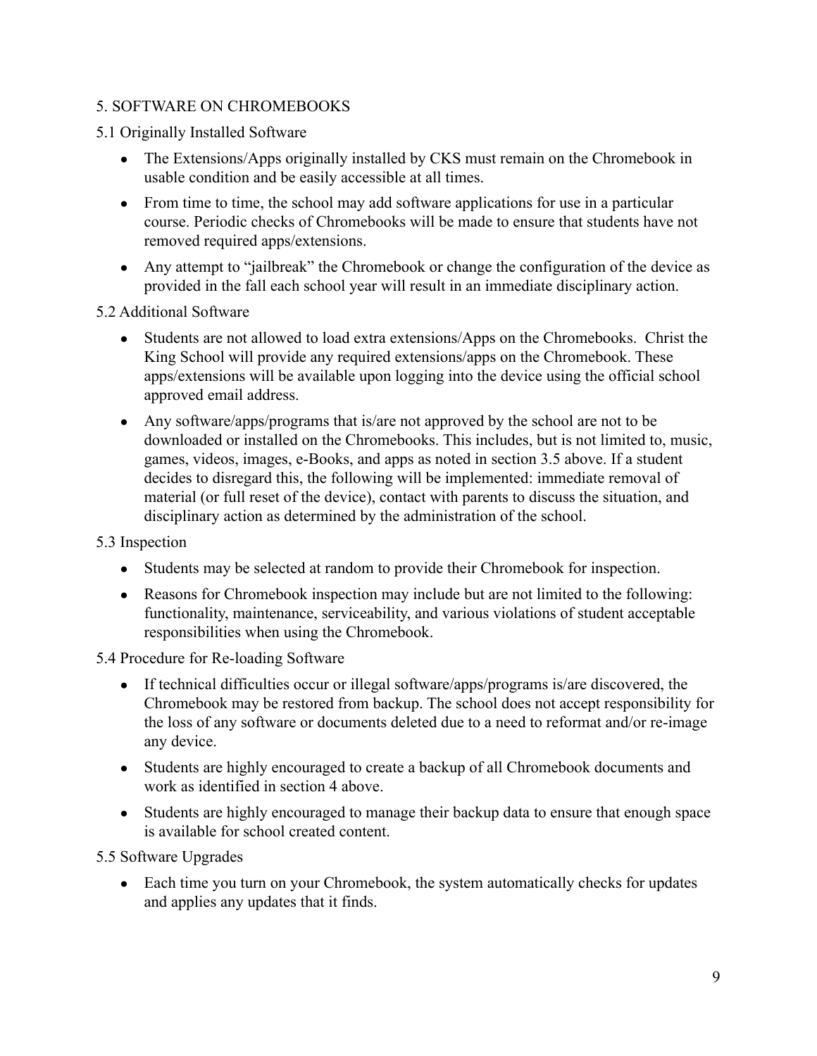## 5. SOFTWARE ON CHROMEBOOKS

### 5.1 Originally Installed Software

- The Extensions/Apps originally installed by CKS must remain on the Chromebook in usable condition and be easily accessible at all times.
- From time to time, the school may add software applications for use in a particular course. Periodic checks of Chromebooks will be made to ensure that students have not removed required apps/extensions.
- Any attempt to “jailbreak” the Chromebook or change the configuration of the device as provided in the fall each school year will result in an immediate disciplinary action.

### 5.2 Additional Software

- Students are not allowed to load extra extensions/Apps on the Chromebooks. Christ the King School will provide any required extensions/apps on the Chromebook. These apps/extensions will be available upon logging into the device using the official school approved email address.
- Any software/apps/programs that is/are not approved by the school are not to be downloaded or installed on the Chromebooks. This includes, but is not limited to, music, games, videos, images, e-Books, and apps as noted in section 3.5 above. If a student decides to disregard this, the following will be implemented: immediate removal of material (or full reset of the device), contact with parents to discuss the situation, and disciplinary action as determined by the administration of the school.

### 5.3 Inspection

- Students may be selected at random to provide their Chromebook for inspection.
- Reasons for Chromebook inspection may include but are not limited to the following: functionality, maintenance, serviceability, and various violations of student acceptable responsibilities when using the Chromebook.

### 5.4 Procedure for Re-loading Software

- If technical difficulties occur or illegal software/apps/programs is/are discovered, the Chromebook may be restored from backup. The school does not accept responsibility for the loss of any software or documents deleted due to a need to reformat and/or re-image any device.
- Students are highly encouraged to create a backup of all Chromebook documents and work as identified in section 4 above.
- Students are highly encouraged to manage their backup data to ensure that enough space is available for school created content.

### 5.5 Software Upgrades

- Each time you turn on your Chromebook, the system automatically checks for updates and applies any updates that it finds.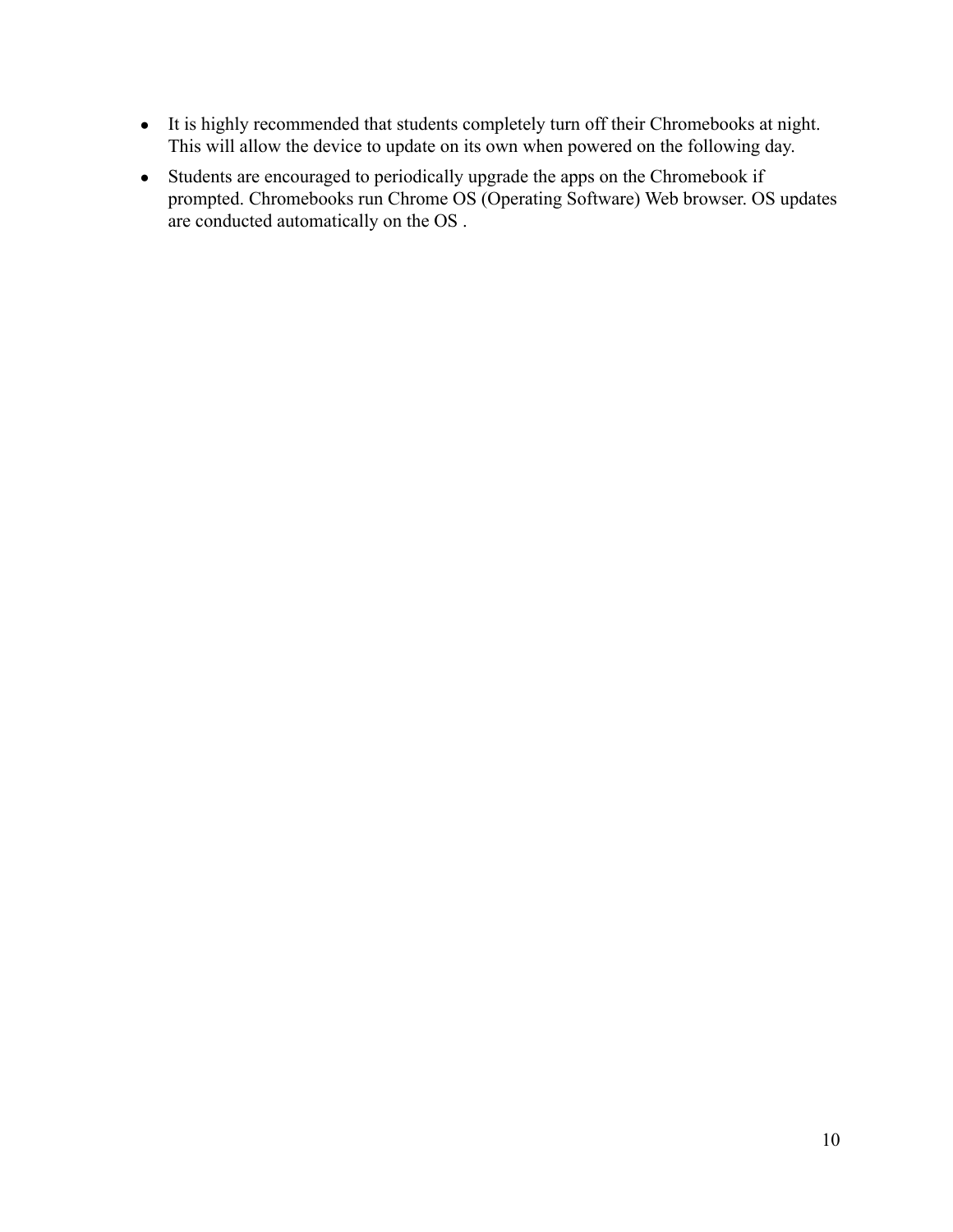- It is highly recommended that students completely turn off their Chromebooks at night. This will allow the device to update on its own when powered on the following day.
- Students are encouraged to periodically upgrade the apps on the Chromebook if prompted. Chromebooks run Chrome OS (Operating Software) Web browser. OS updates are conducted automatically on the OS .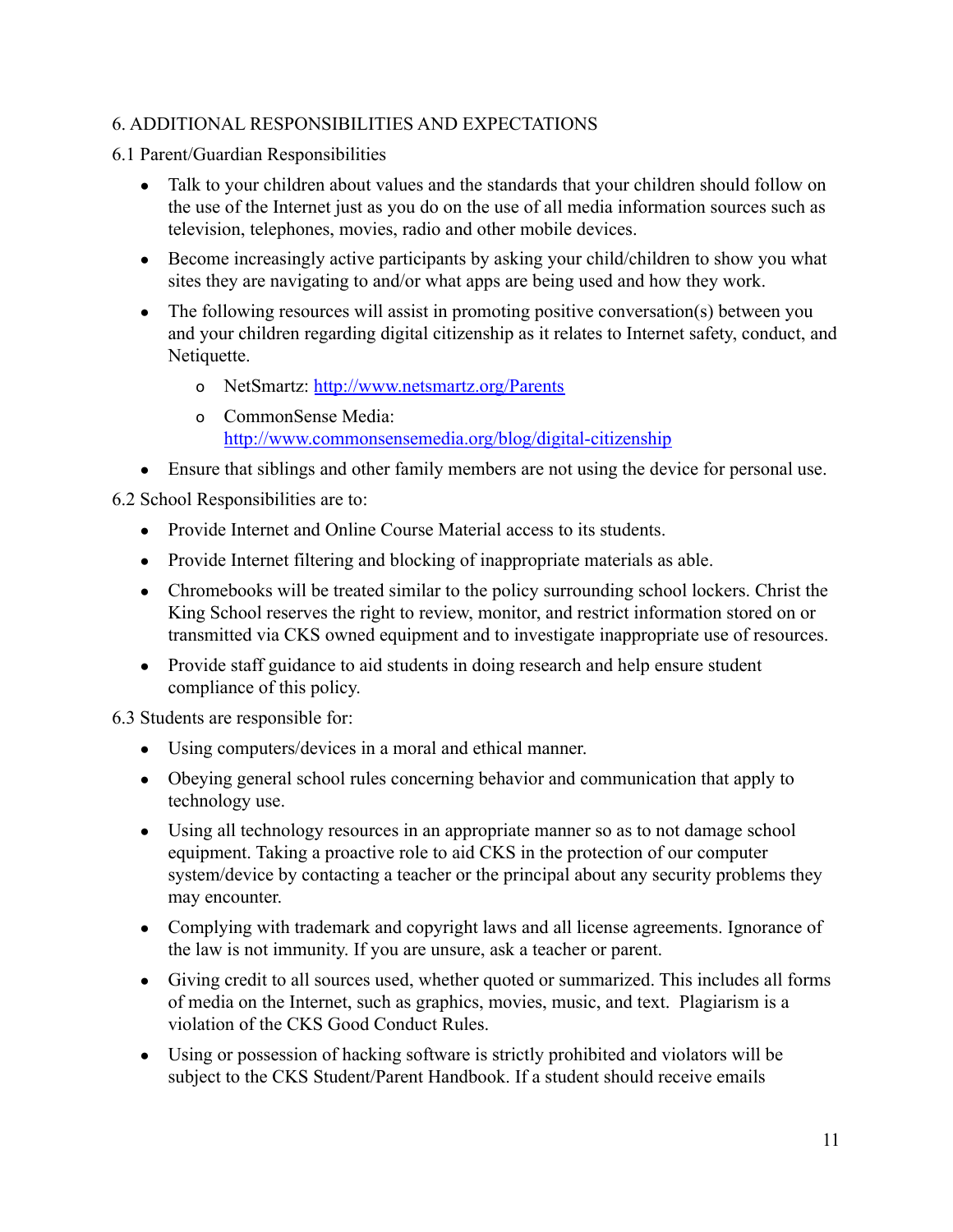## 6. ADDITIONAL RESPONSIBILITIES AND EXPECTATIONS

### 6.1 Parent/Guardian Responsibilities

- Talk to your children about values and the standards that your children should follow on the use of the Internet just as you do on the use of all media information sources such as television, telephones, movies, radio and other mobile devices.
- Become increasingly active participants by asking your child/children to show you what sites they are navigating to and/or what apps are being used and how they work.
- The following resources will assist in promoting positive conversation(s) between you and your children regarding digital citizenship as it relates to Internet safety, conduct, and Netiquette.
  - NetSmartz: [http://www.netsmartz.org/Parents](http://www.netsmartz.org/Parents)
  - CommonSense Media: [http://www.commonsensemedia.org/blog/digital-citizenship](http://www.commonsensemedia.org/blog/digital-citizenship)
- Ensure that siblings and other family members are not using the device for personal use.

### 6.2 School Responsibilities are to:

- Provide Internet and Online Course Material access to its students.
- Provide Internet filtering and blocking of inappropriate materials as able.
- Chromebooks will be treated similar to the policy surrounding school lockers. Christ the King School reserves the right to review, monitor, and restrict information stored on or transmitted via CKS owned equipment and to investigate inappropriate use of resources.
- Provide staff guidance to aid students in doing research and help ensure student compliance of this policy.

### 6.3 Students are responsible for:

- Using computers/devices in a moral and ethical manner.
- Obeying general school rules concerning behavior and communication that apply to technology use.
- Using all technology resources in an appropriate manner so as to not damage school equipment. Taking a proactive role to aid CKS in the protection of our computer system/device by contacting a teacher or the principal about any security problems they may encounter.
- Complying with trademark and copyright laws and all license agreements. Ignorance of the law is not immunity. If you are unsure, ask a teacher or parent.
- Giving credit to all sources used, whether quoted or summarized. This includes all forms of media on the Internet, such as graphics, movies, music, and text. Plagiarism is a violation of the CKS Good Conduct Rules.
- Using or possession of hacking software is strictly prohibited and violators will be subject to the CKS Student/Parent Handbook. If a student should receive emails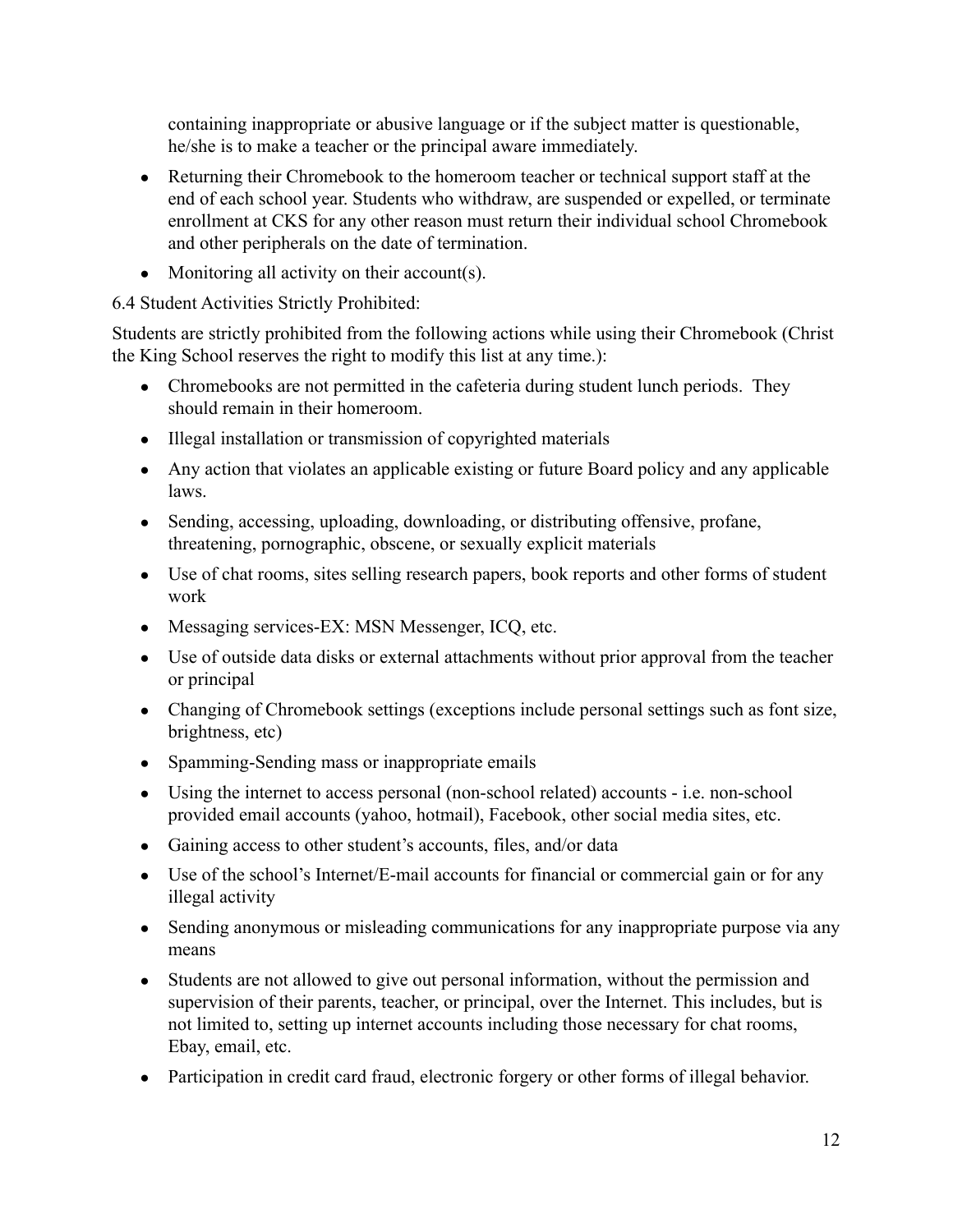containing inappropriate or abusive language or if the subject matter is questionable, he/she is to make a teacher or the principal aware immediately.

- Returning their Chromebook to the homeroom teacher or technical support staff at the end of each school year. Students who withdraw, are suspended or expelled, or terminate enrollment at CKS for any other reason must return their individual school Chromebook and other peripherals on the date of termination.
- Monitoring all activity on their account(s).

6.4 Student Activities Strictly Prohibited:

Students are strictly prohibited from the following actions while using their Chromebook (Christ the King School reserves the right to modify this list at any time.):

- Chromebooks are not permitted in the cafeteria during student lunch periods. They should remain in their homeroom.
- Illegal installation or transmission of copyrighted materials
- Any action that violates an applicable existing or future Board policy and any applicable laws.
- Sending, accessing, uploading, downloading, or distributing offensive, profane, threatening, pornographic, obscene, or sexually explicit materials
- Use of chat rooms, sites selling research papers, book reports and other forms of student work
- Messaging services-EX: MSN Messenger, ICQ, etc.
- Use of outside data disks or external attachments without prior approval from the teacher or principal
- Changing of Chromebook settings (exceptions include personal settings such as font size, brightness, etc)
- Spamming-Sending mass or inappropriate emails
- Using the internet to access personal (non-school related) accounts - i.e. non-school provided email accounts (yahoo, hotmail), Facebook, other social media sites, etc.
- Gaining access to other student's accounts, files, and/or data
- Use of the school's Internet/E-mail accounts for financial or commercial gain or for any illegal activity
- Sending anonymous or misleading communications for any inappropriate purpose via any means
- Students are not allowed to give out personal information, without the permission and supervision of their parents, teacher, or principal, over the Internet. This includes, but is not limited to, setting up internet accounts including those necessary for chat rooms, Ebay, email, etc.
- Participation in credit card fraud, electronic forgery or other forms of illegal behavior.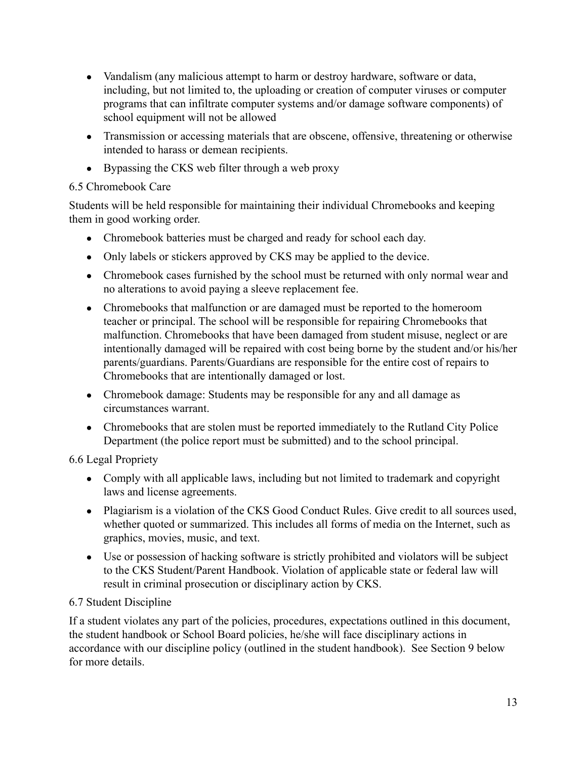- Vandalism (any malicious attempt to harm or destroy hardware, software or data, including, but not limited to, the uploading or creation of computer viruses or computer programs that can infiltrate computer systems and/or damage software components) of school equipment will not be allowed
- Transmission or accessing materials that are obscene, offensive, threatening or otherwise intended to harass or demean recipients.
- Bypassing the CKS web filter through a web proxy

### 6.5 Chromebook Care

Students will be held responsible for maintaining their individual Chromebooks and keeping them in good working order.

- Chromebook batteries must be charged and ready for school each day.
- Only labels or stickers approved by CKS may be applied to the device.
- Chromebook cases furnished by the school must be returned with only normal wear and no alterations to avoid paying a sleeve replacement fee.
- Chromebooks that malfunction or are damaged must be reported to the homeroom teacher or principal. The school will be responsible for repairing Chromebooks that malfunction. Chromebooks that have been damaged from student misuse, neglect or are intentionally damaged will be repaired with cost being borne by the student and/or his/her parents/guardians. Parents/Guardians are responsible for the entire cost of repairs to Chromebooks that are intentionally damaged or lost.
- Chromebook damage: Students may be responsible for any and all damage as circumstances warrant.
- Chromebooks that are stolen must be reported immediately to the Rutland City Police Department (the police report must be submitted) and to the school principal.

### 6.6 Legal Propriety

- Comply with all applicable laws, including but not limited to trademark and copyright laws and license agreements.
- Plagiarism is a violation of the CKS Good Conduct Rules. Give credit to all sources used, whether quoted or summarized. This includes all forms of media on the Internet, such as graphics, movies, music, and text.
- Use or possession of hacking software is strictly prohibited and violators will be subject to the CKS Student/Parent Handbook. Violation of applicable state or federal law will result in criminal prosecution or disciplinary action by CKS.

### 6.7 Student Discipline

If a student violates any part of the policies, procedures, expectations outlined in this document, the student handbook or School Board policies, he/she will face disciplinary actions in accordance with our discipline policy (outlined in the student handbook). See Section 9 below for more details.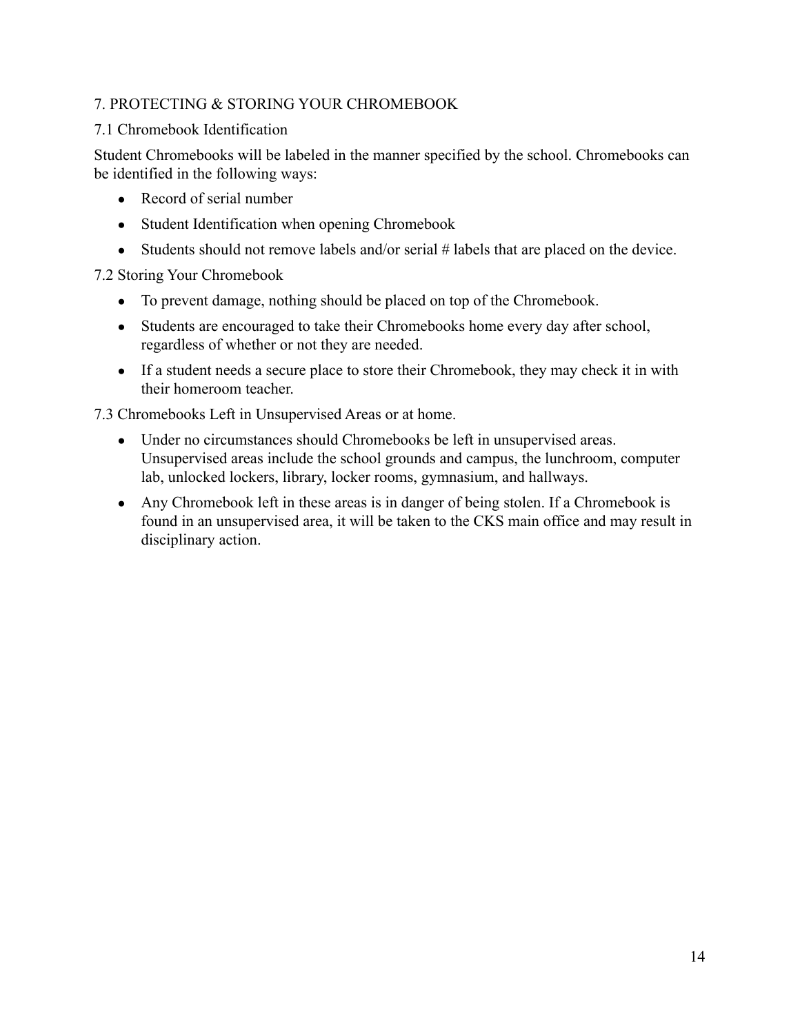## 7. PROTECTING & STORING YOUR CHROMEBOOK

### 7.1 Chromebook Identification

Student Chromebooks will be labeled in the manner specified by the school. Chromebooks can be identified in the following ways:

- Record of serial number
- Student Identification when opening Chromebook
- Students should not remove labels and/or serial # labels that are placed on the device.

### 7.2 Storing Your Chromebook

- To prevent damage, nothing should be placed on top of the Chromebook.
- Students are encouraged to take their Chromebooks home every day after school, regardless of whether or not they are needed.
- If a student needs a secure place to store their Chromebook, they may check it in with their homeroom teacher.

### 7.3 Chromebooks Left in Unsupervised Areas or at home.

- Under no circumstances should Chromebooks be left in unsupervised areas. Unsupervised areas include the school grounds and campus, the lunchroom, computer lab, unlocked lockers, library, locker rooms, gymnasium, and hallways.
- Any Chromebook left in these areas is in danger of being stolen. If a Chromebook is found in an unsupervised area, it will be taken to the CKS main office and may result in disciplinary action.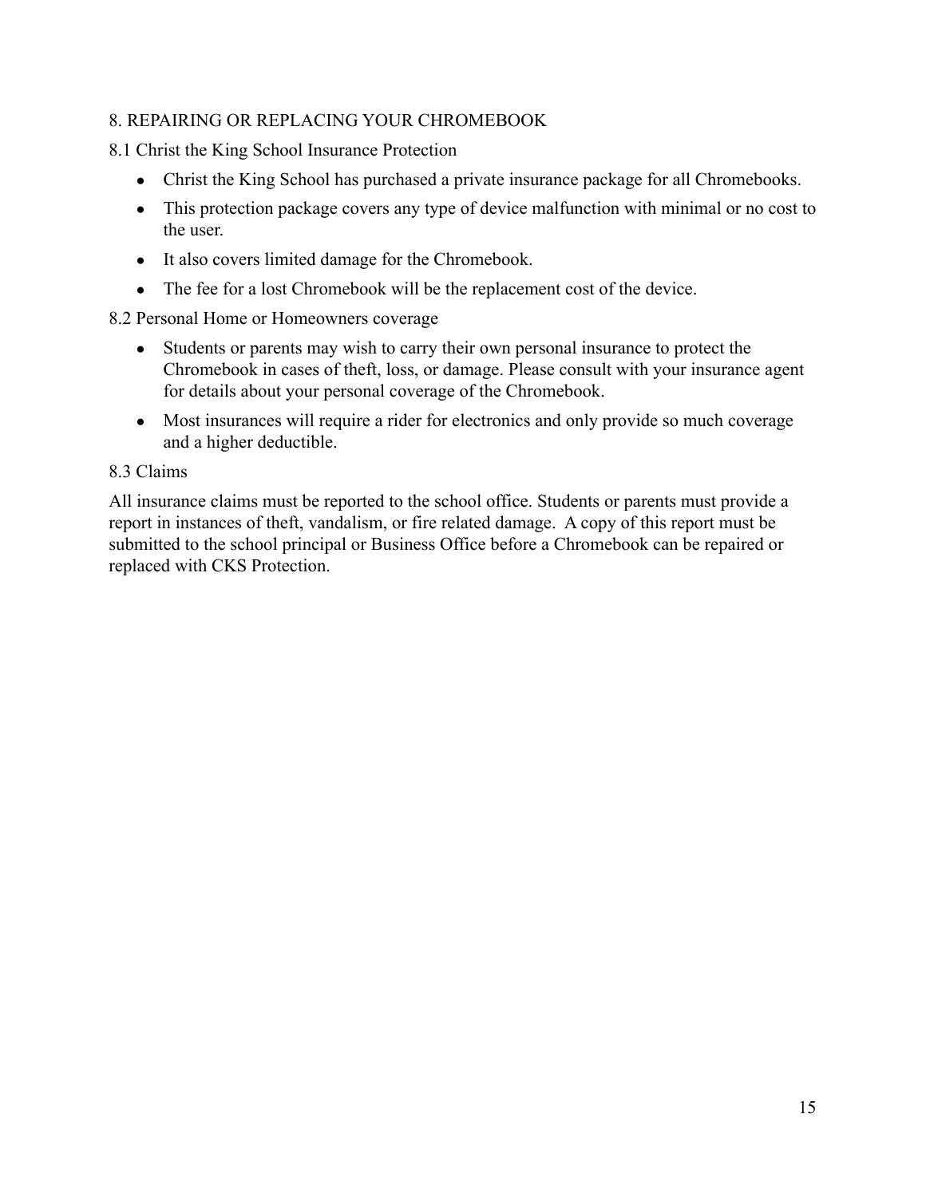## 8. REPAIRING OR REPLACING YOUR CHROMEBOOK

### 8.1 Christ the King School Insurance Protection

- Christ the King School has purchased a private insurance package for all Chromebooks.
- This protection package covers any type of device malfunction with minimal or no cost to the user.
- It also covers limited damage for the Chromebook.
- The fee for a lost Chromebook will be the replacement cost of the device.

### 8.2 Personal Home or Homeowners coverage

- Students or parents may wish to carry their own personal insurance to protect the Chromebook in cases of theft, loss, or damage. Please consult with your insurance agent for details about your personal coverage of the Chromebook.
- Most insurances will require a rider for electronics and only provide so much coverage and a higher deductible.

### 8.3 Claims

All insurance claims must be reported to the school office. Students or parents must provide a report in instances of theft, vandalism, or fire related damage. A copy of this report must be submitted to the school principal or Business Office before a Chromebook can be repaired or replaced with CKS Protection.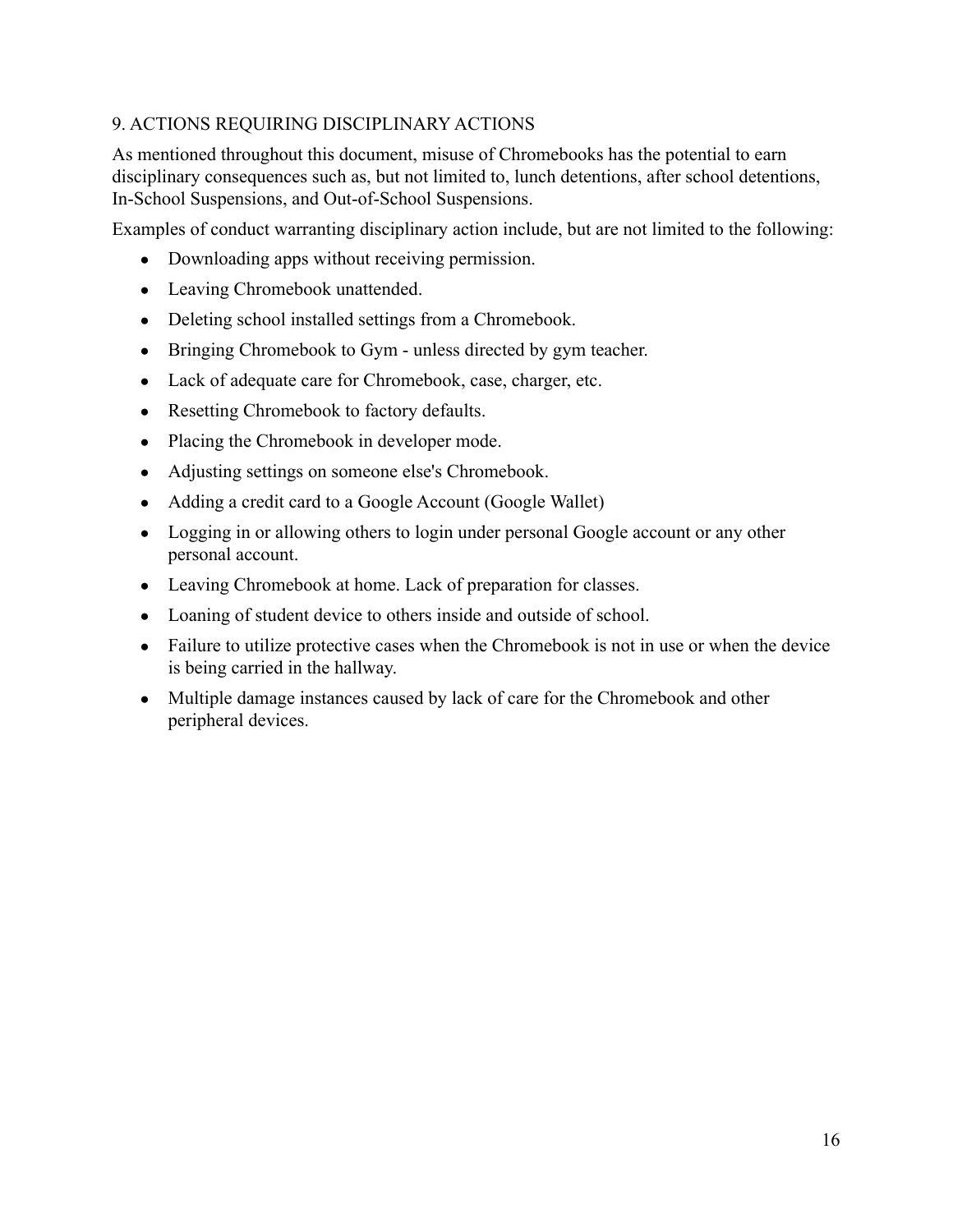## 9. ACTIONS REQUIRING DISCIPLINARY ACTIONS

As mentioned throughout this document, misuse of Chromebooks has the potential to earn disciplinary consequences such as, but not limited to, lunch detentions, after school detentions, In-School Suspensions, and Out-of-School Suspensions.

Examples of conduct warranting disciplinary action include, but are not limited to the following:

- Downloading apps without receiving permission.
- Leaving Chromebook unattended.
- Deleting school installed settings from a Chromebook.
- Bringing Chromebook to Gym - unless directed by gym teacher.
- Lack of adequate care for Chromebook, case, charger, etc.
- Resetting Chromebook to factory defaults.
- Placing the Chromebook in developer mode.
- Adjusting settings on someone else's Chromebook.
- Adding a credit card to a Google Account (Google Wallet)
- Logging in or allowing others to login under personal Google account or any other personal account.
- Leaving Chromebook at home. Lack of preparation for classes.
- Loaning of student device to others inside and outside of school.
- Failure to utilize protective cases when the Chromebook is not in use or when the device is being carried in the hallway.
- Multiple damage instances caused by lack of care for the Chromebook and other peripheral devices.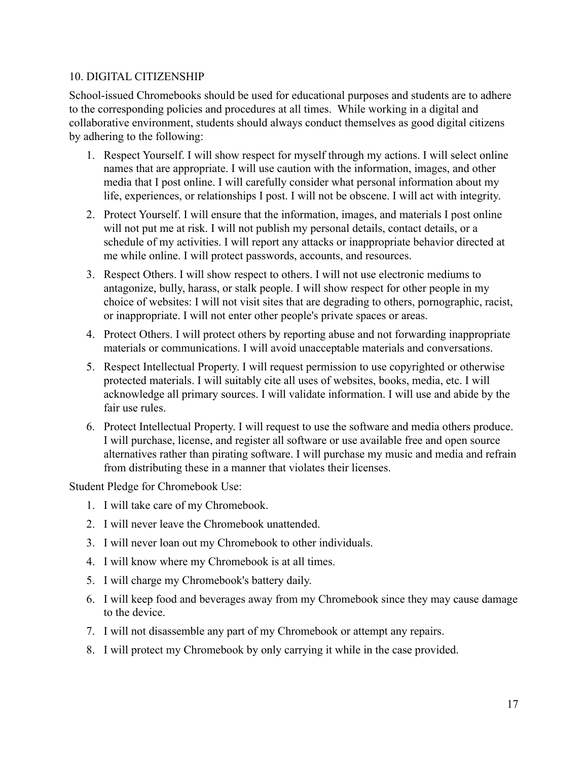## 10. DIGITAL CITIZENSHIP

School-issued Chromebooks should be used for educational purposes and students are to adhere to the corresponding policies and procedures at all times. While working in a digital and collaborative environment, students should always conduct themselves as good digital citizens by adhering to the following:

1. Respect Yourself. I will show respect for myself through my actions. I will select online names that are appropriate. I will use caution with the information, images, and other media that I post online. I will carefully consider what personal information about my life, experiences, or relationships I post. I will not be obscene. I will act with integrity.
2. Protect Yourself. I will ensure that the information, images, and materials I post online will not put me at risk. I will not publish my personal details, contact details, or a schedule of my activities. I will report any attacks or inappropriate behavior directed at me while online. I will protect passwords, accounts, and resources.
3. Respect Others. I will show respect to others. I will not use electronic mediums to antagonize, bully, harass, or stalk people. I will show respect for other people in my choice of websites: I will not visit sites that are degrading to others, pornographic, racist, or inappropriate. I will not enter other people's private spaces or areas.
4. Protect Others. I will protect others by reporting abuse and not forwarding inappropriate materials or communications. I will avoid unacceptable materials and conversations.
5. Respect Intellectual Property. I will request permission to use copyrighted or otherwise protected materials. I will suitably cite all uses of websites, books, media, etc. I will acknowledge all primary sources. I will validate information. I will use and abide by the fair use rules.
6. Protect Intellectual Property. I will request to use the software and media others produce. I will purchase, license, and register all software or use available free and open source alternatives rather than pirating software. I will purchase my music and media and refrain from distributing these in a manner that violates their licenses.

Student Pledge for Chromebook Use:

1. I will take care of my Chromebook.
2. I will never leave the Chromebook unattended.
3. I will never loan out my Chromebook to other individuals.
4. I will know where my Chromebook is at all times.
5. I will charge my Chromebook's battery daily.
6. I will keep food and beverages away from my Chromebook since they may cause damage to the device.
7. I will not disassemble any part of my Chromebook or attempt any repairs.
8. I will protect my Chromebook by only carrying it while in the case provided.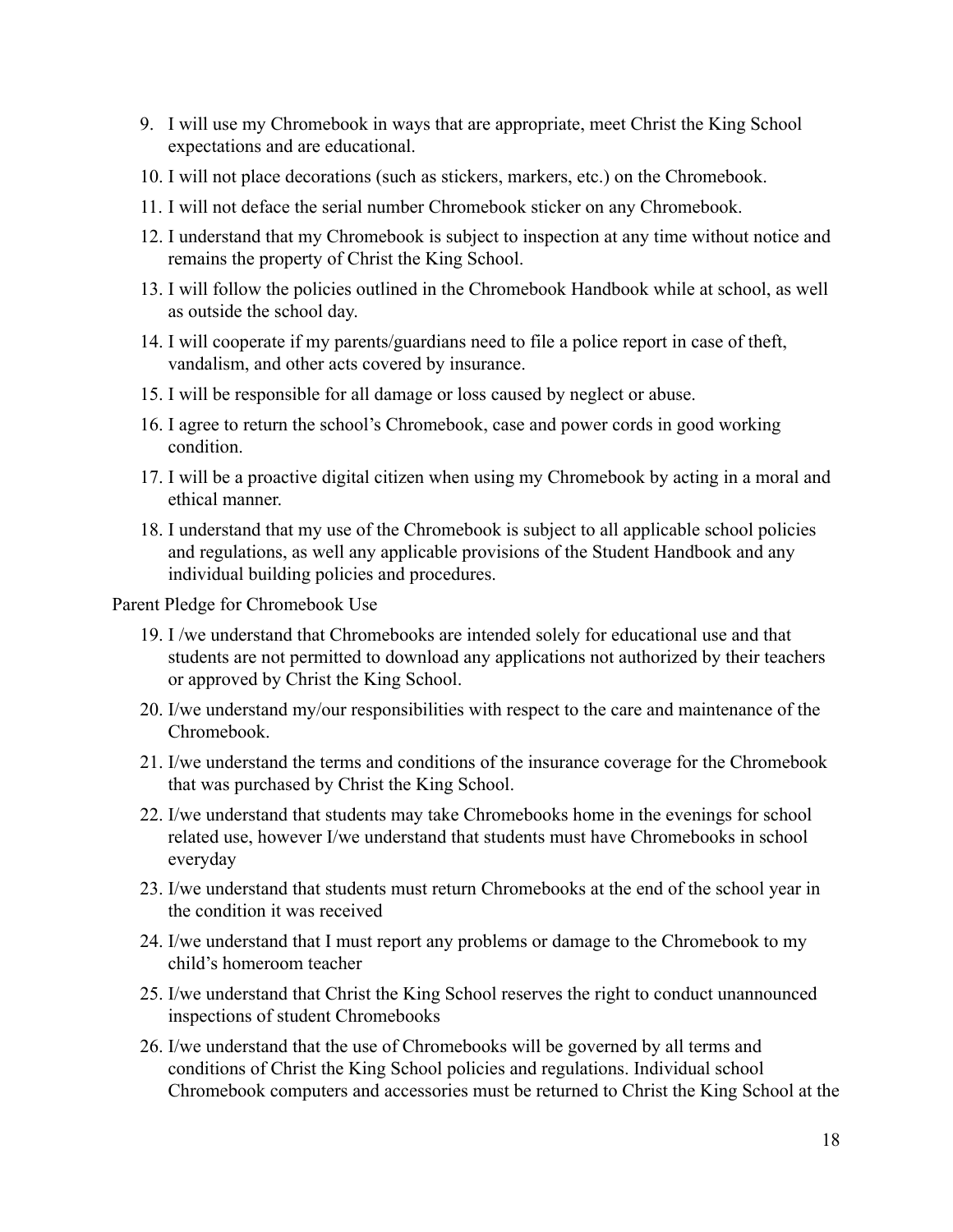9. I will use my Chromebook in ways that are appropriate, meet Christ the King School expectations and are educational.
10. I will not place decorations (such as stickers, markers, etc.) on the Chromebook.
11. I will not deface the serial number Chromebook sticker on any Chromebook.
12. I understand that my Chromebook is subject to inspection at any time without notice and remains the property of Christ the King School.
13. I will follow the policies outlined in the Chromebook Handbook while at school, as well as outside the school day.
14. I will cooperate if my parents/guardians need to file a police report in case of theft, vandalism, and other acts covered by insurance.
15. I will be responsible for all damage or loss caused by neglect or abuse.
16. I agree to return the school's Chromebook, case and power cords in good working condition.
17. I will be a proactive digital citizen when using my Chromebook by acting in a moral and ethical manner.
18. I understand that my use of the Chromebook is subject to all applicable school policies and regulations, as well any applicable provisions of the Student Handbook and any individual building policies and procedures.

Parent Pledge for Chromebook Use

19. I /we understand that Chromebooks are intended solely for educational use and that students are not permitted to download any applications not authorized by their teachers or approved by Christ the King School.
20. I/we understand my/our responsibilities with respect to the care and maintenance of the Chromebook.
21. I/we understand the terms and conditions of the insurance coverage for the Chromebook that was purchased by Christ the King School.
22. I/we understand that students may take Chromebooks home in the evenings for school related use, however I/we understand that students must have Chromebooks in school everyday
23. I/we understand that students must return Chromebooks at the end of the school year in the condition it was received
24. I/we understand that I must report any problems or damage to the Chromebook to my child's homeroom teacher
25. I/we understand that Christ the King School reserves the right to conduct unannounced inspections of student Chromebooks
26. I/we understand that the use of Chromebooks will be governed by all terms and conditions of Christ the King School policies and regulations. Individual school Chromebook computers and accessories must be returned to Christ the King School at the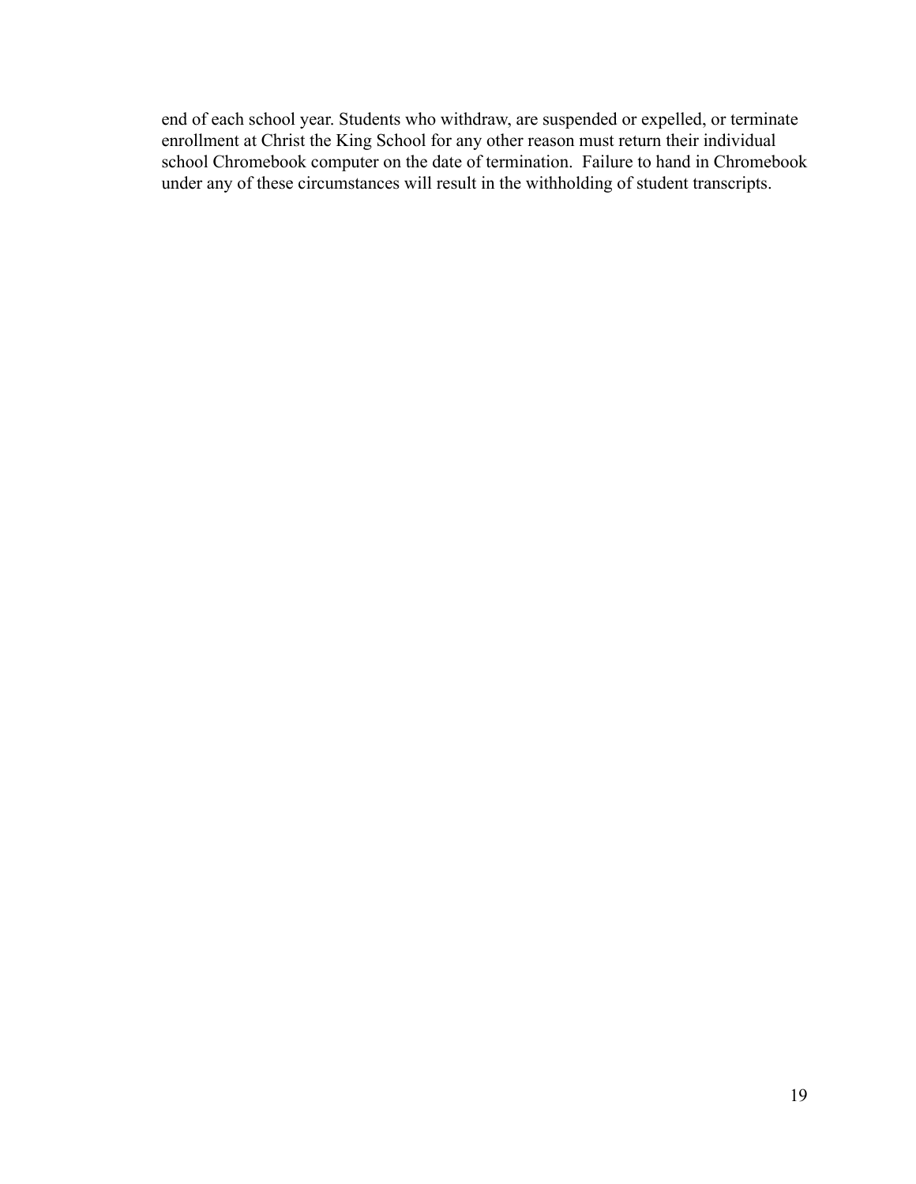end of each school year. Students who withdraw, are suspended or expelled, or terminate enrollment at Christ the King School for any other reason must return their individual school Chromebook computer on the date of termination.  Failure to hand in Chromebook under any of these circumstances will result in the withholding of student transcripts.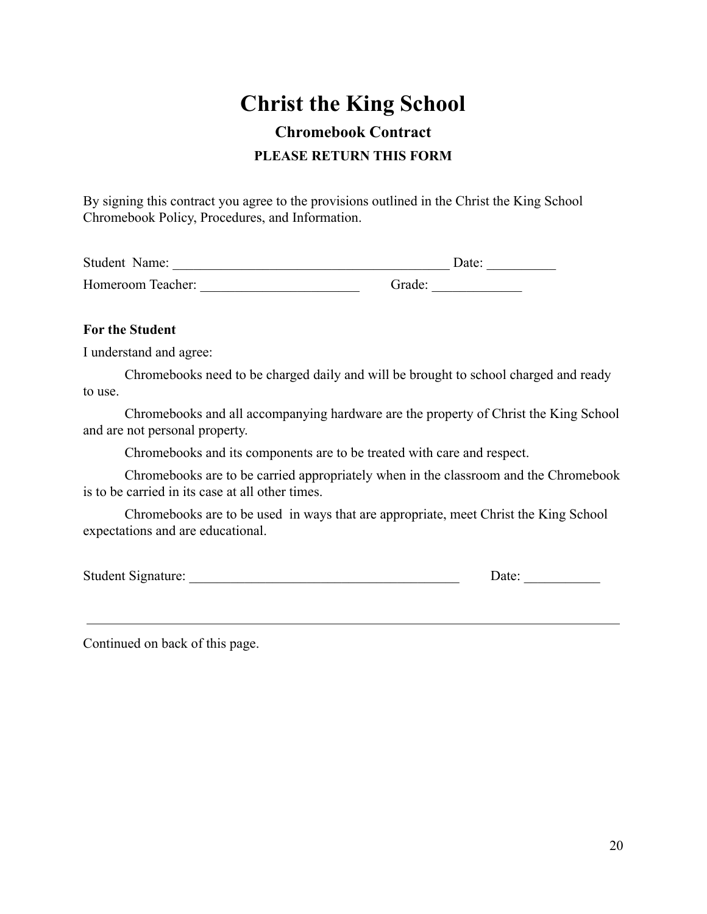# Christ the King School

## Chromebook Contract

### PLEASE RETURN THIS FORM

By signing this contract you agree to the provisions outlined in the Christ the King School Chromebook Policy, Procedures, and Information.

Student Name: __________________________________________ Date: __________

Homeroom Teacher: _______________________ Grade: _____________

**For the Student**

I understand and agree:

Chromebooks need to be charged daily and will be brought to school charged and ready to use.

Chromebooks and all accompanying hardware are the property of Christ the King School and are not personal property.

Chromebooks and its components are to be treated with care and respect.

Chromebooks are to be carried appropriately when in the classroom and the Chromebook is to be carried in its case at all other times.

Chromebooks are to be used in ways that are appropriate, meet Christ the King School expectations and are educational.

Student Signature: ________________________________________ Date: ___________

---

Continued on back of this page.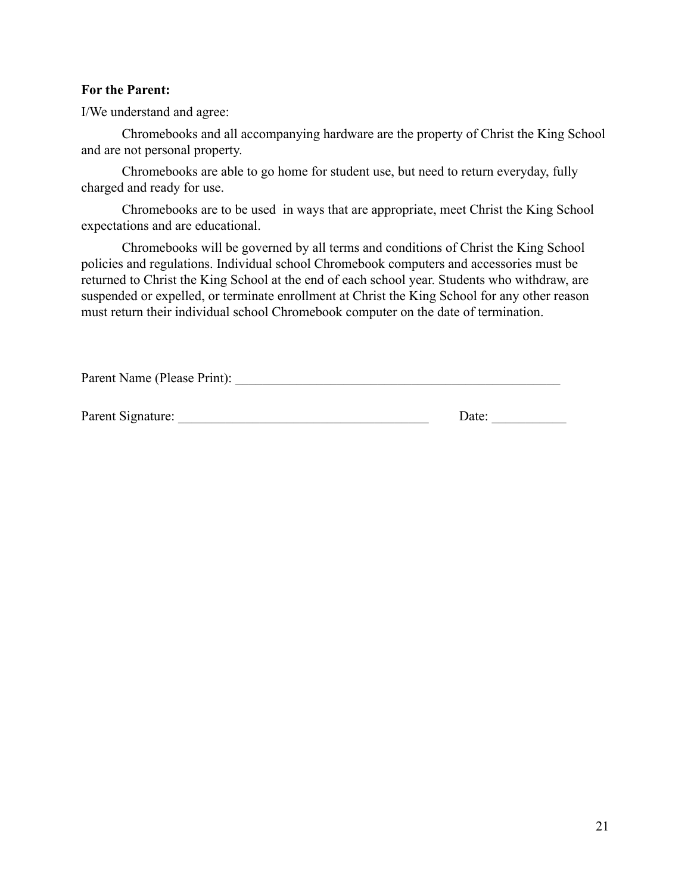**For the Parent:**

I/We understand and agree:

Chromebooks and all accompanying hardware are the property of Christ the King School and are not personal property.

Chromebooks are able to go home for student use, but need to return everyday, fully charged and ready for use.

Chromebooks are to be used  in ways that are appropriate, meet Christ the King School expectations and are educational.

Chromebooks will be governed by all terms and conditions of Christ the King School policies and regulations. Individual school Chromebook computers and accessories must be returned to Christ the King School at the end of each school year. Students who withdraw, are suspended or expelled, or terminate enrollment at Christ the King School for any other reason must return their individual school Chromebook computer on the date of termination.

Parent Name (Please Print): ___________________________________________________

Parent Signature: _____________________________________ Date: ___________